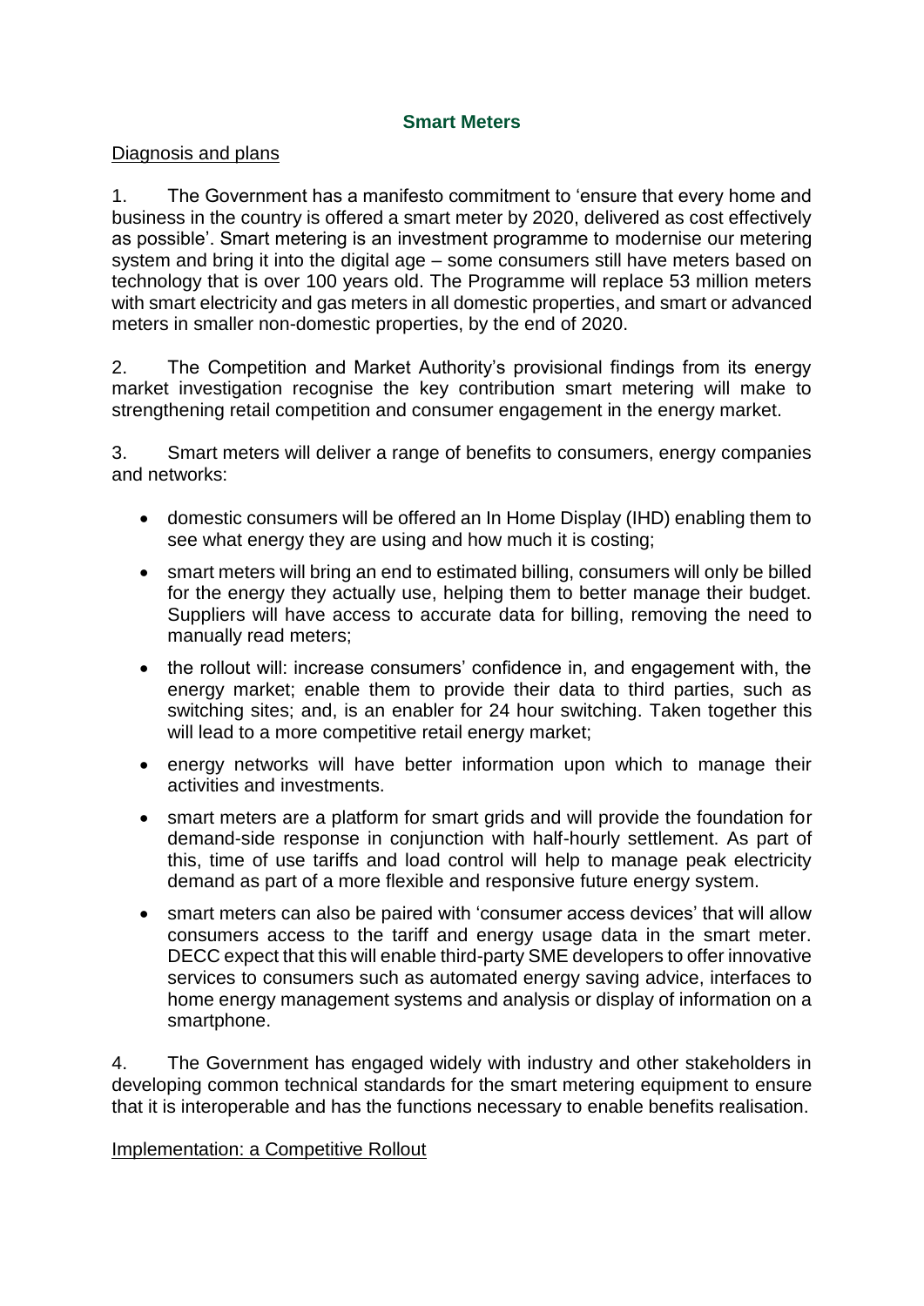# Smart Meters

Diagnosis and plans

1. The Government has a manifesto commitment to 'ensure that every home and business in the country is offered a smart meter by 2020, delivered as cost effectively as possible'. Smart metering is an investment programme to modernise our metering system and bring it into the digital age – some consumers still have meters based on technology that is over 100 years old. The Programme will replace 53 million meters with smart electricity and gas meters in all domestic properties, and smart or advanced meters in smaller non-domestic properties, by the end of 2020.

2. The Competition and Market Authority's provisional findings from its energy market investigation recognise the key contribution smart metering will make to strengthening retail competition and consumer engagement in the energy market.

3. Smart meters will deliver a range of benefits to consumers, energy companies and networks:

- domestic consumers will be offered an In Home Display (IHD) enabling them to see what energy they are using and how much it is costing;
- smart meters will bring an end to estimated billing, consumers will only be billed for the energy they actually use, helping them to better manage their budget. Suppliers will have access to accurate data for billing, removing the need to manually read meters;
- the rollout will: increase consumers' confidence in, and engagement with, the energy market; enable them to provide their data to third parties, such as switching sites; and, is an enabler for 24 hour switching. Taken together this will lead to a more competitive retail energy market;
- energy networks will have better information upon which to manage their activities and investments.
- smart meters are a platform for smart grids and will provide the foundation for demand-side response in conjunction with half-hourly settlement. As part of this, time of use tariffs and load control will help to manage peak electricity demand as part of a more flexible and responsive future energy system.
- smart meters can also be paired with 'consumer access devices' that will allow consumers access to the tariff and energy usage data in the smart meter. DECC expect that this will enable third-party SME developers to offer innovative services to consumers such as automated energy saving advice, interfaces to home energy management systems and analysis or display of information on a smartphone.

4. The Government has engaged widely with industry and other stakeholders in developing common technical standards for the smart metering equipment to ensure that it is interoperable and has the functions necessary to enable benefits realisation.

Implementation: a Competitive Rollout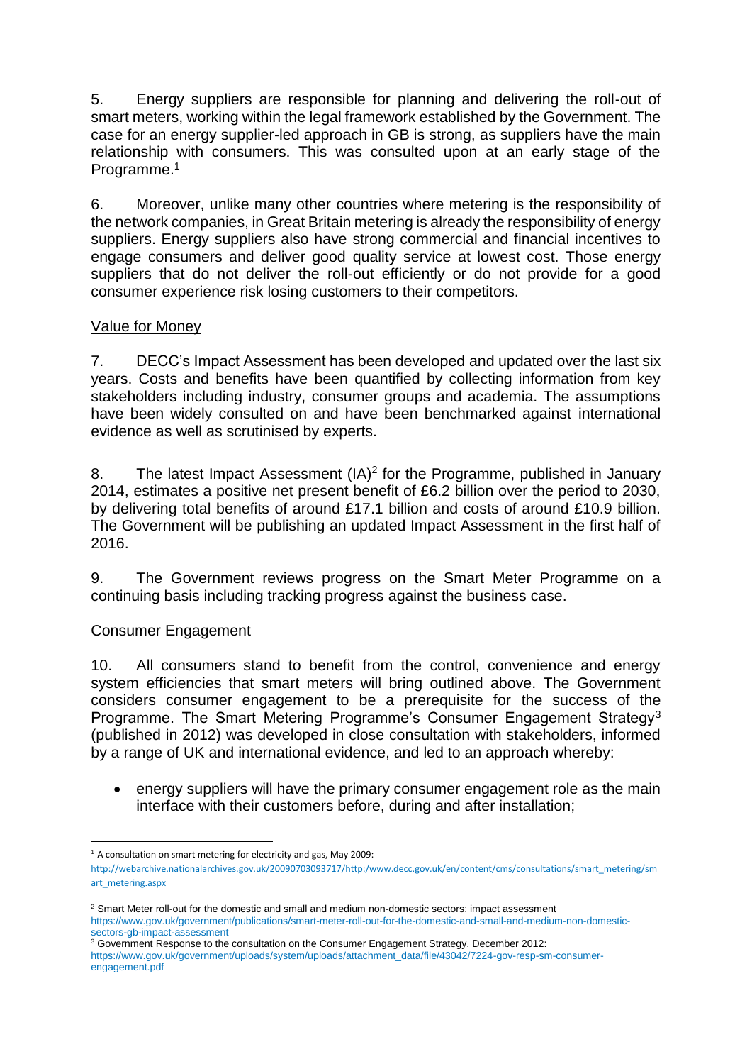5. Energy suppliers are responsible for planning and delivering the roll-out of smart meters, working within the legal framework established by the Government. The case for an energy supplier-led approach in GB is strong, as suppliers have the main relationship with consumers. This was consulted upon at an early stage of the Programme.[1]

6. Moreover, unlike many other countries where metering is the responsibility of the network companies, in Great Britain metering is already the responsibility of energy suppliers. Energy suppliers also have strong commercial and financial incentives to engage consumers and deliver good quality service at lowest cost. Those energy suppliers that do not deliver the roll-out efficiently or do not provide for a good consumer experience risk losing customers to their competitors.

<u>Value for Money</u>

7. DECC's Impact Assessment has been developed and updated over the last six years. Costs and benefits have been quantified by collecting information from key stakeholders including industry, consumer groups and academia. The assumptions have been widely consulted on and have been benchmarked against international evidence as well as scrutinised by experts.

8. The latest Impact Assessment (IA)[2] for the Programme, published in January 2014, estimates a positive net present benefit of £6.2 billion over the period to 2030, by delivering total benefits of around £17.1 billion and costs of around £10.9 billion. The Government will be publishing an updated Impact Assessment in the first half of 2016.

9. The Government reviews progress on the Smart Meter Programme on a continuing basis including tracking progress against the business case.

<u>Consumer Engagement</u>

10. All consumers stand to benefit from the control, convenience and energy system efficiencies that smart meters will bring outlined above. The Government considers consumer engagement to be a prerequisite for the success of the Programme. The Smart Metering Programme's Consumer Engagement Strategy[3] (published in 2012) was developed in close consultation with stakeholders, informed by a range of UK and international evidence, and led to an approach whereby:

- energy suppliers will have the primary consumer engagement role as the main interface with their customers before, during and after installation;

---

[1] A consultation on smart metering for electricity and gas, May 2009: http://webarchive.nationalarchives.gov.uk/20090703093717/http:/www.decc.gov.uk/en/content/cms/consultations/smart_metering/smart_metering.aspx

[2] Smart Meter roll-out for the domestic and small and medium non-domestic sectors: impact assessment https://www.gov.uk/government/publications/smart-meter-roll-out-for-the-domestic-and-small-and-medium-non-domestic-sectors-gb-impact-assessment

[3] Government Response to the consultation on the Consumer Engagement Strategy, December 2012: https://www.gov.uk/government/uploads/system/uploads/attachment_data/file/43042/7224-gov-resp-sm-consumer-engagement.pdf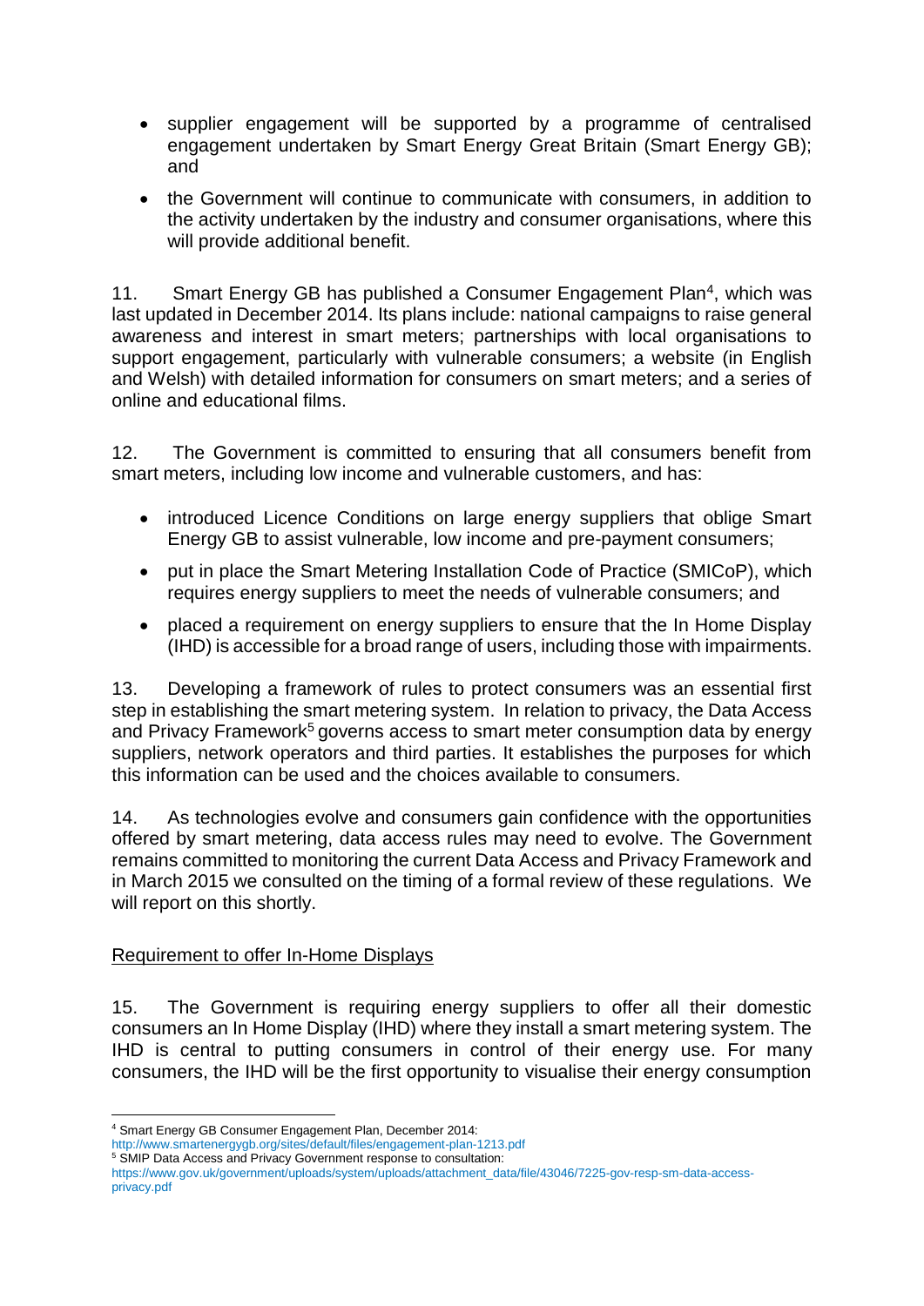- supplier engagement will be supported by a programme of centralised engagement undertaken by Smart Energy Great Britain (Smart Energy GB); and
- the Government will continue to communicate with consumers, in addition to the activity undertaken by the industry and consumer organisations, where this will provide additional benefit.

11. Smart Energy GB has published a Consumer Engagement Plan[4], which was last updated in December 2014. Its plans include: national campaigns to raise general awareness and interest in smart meters; partnerships with local organisations to support engagement, particularly with vulnerable consumers; a website (in English and Welsh) with detailed information for consumers on smart meters; and a series of online and educational films.

12. The Government is committed to ensuring that all consumers benefit from smart meters, including low income and vulnerable customers, and has:

- introduced Licence Conditions on large energy suppliers that oblige Smart Energy GB to assist vulnerable, low income and pre-payment consumers;
- put in place the Smart Metering Installation Code of Practice (SMICoP), which requires energy suppliers to meet the needs of vulnerable consumers; and
- placed a requirement on energy suppliers to ensure that the In Home Display (IHD) is accessible for a broad range of users, including those with impairments.

13. Developing a framework of rules to protect consumers was an essential first step in establishing the smart metering system. In relation to privacy, the Data Access and Privacy Framework[5] governs access to smart meter consumption data by energy suppliers, network operators and third parties. It establishes the purposes for which this information can be used and the choices available to consumers.

14. As technologies evolve and consumers gain confidence with the opportunities offered by smart metering, data access rules may need to evolve. The Government remains committed to monitoring the current Data Access and Privacy Framework and in March 2015 we consulted on the timing of a formal review of these regulations. We will report on this shortly.

<u>Requirement to offer In-Home Displays</u>

15. The Government is requiring energy suppliers to offer all their domestic consumers an In Home Display (IHD) where they install a smart metering system. The IHD is central to putting consumers in control of their energy use. For many consumers, the IHD will be the first opportunity to visualise their energy consumption

---

[4] Smart Energy GB Consumer Engagement Plan, December 2014: http://www.smartenergygb.org/sites/default/files/engagement-plan-1213.pdf

[5] SMIP Data Access and Privacy Government response to consultation: https://www.gov.uk/government/uploads/system/uploads/attachment_data/file/43046/7225-gov-resp-sm-data-access-privacy.pdf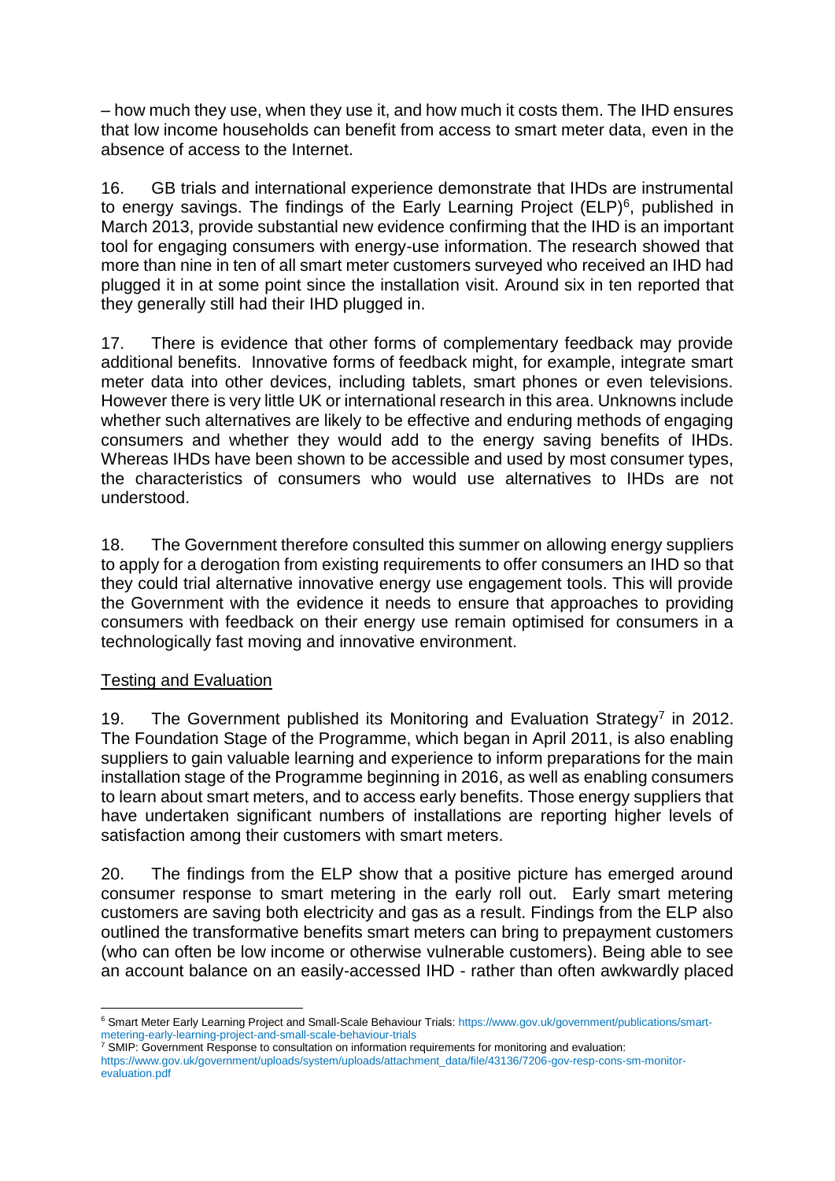– how much they use, when they use it, and how much it costs them. The IHD ensures that low income households can benefit from access to smart meter data, even in the absence of access to the Internet.

16. GB trials and international experience demonstrate that IHDs are instrumental to energy savings. The findings of the Early Learning Project (ELP)[6], published in March 2013, provide substantial new evidence confirming that the IHD is an important tool for engaging consumers with energy-use information. The research showed that more than nine in ten of all smart meter customers surveyed who received an IHD had plugged it in at some point since the installation visit. Around six in ten reported that they generally still had their IHD plugged in.

17. There is evidence that other forms of complementary feedback may provide additional benefits. Innovative forms of feedback might, for example, integrate smart meter data into other devices, including tablets, smart phones or even televisions. However there is very little UK or international research in this area. Unknowns include whether such alternatives are likely to be effective and enduring methods of engaging consumers and whether they would add to the energy saving benefits of IHDs. Whereas IHDs have been shown to be accessible and used by most consumer types, the characteristics of consumers who would use alternatives to IHDs are not understood.

18. The Government therefore consulted this summer on allowing energy suppliers to apply for a derogation from existing requirements to offer consumers an IHD so that they could trial alternative innovative energy use engagement tools. This will provide the Government with the evidence it needs to ensure that approaches to providing consumers with feedback on their energy use remain optimised for consumers in a technologically fast moving and innovative environment.

<u>Testing and Evaluation</u>

19. The Government published its Monitoring and Evaluation Strategy[7] in 2012. The Foundation Stage of the Programme, which began in April 2011, is also enabling suppliers to gain valuable learning and experience to inform preparations for the main installation stage of the Programme beginning in 2016, as well as enabling consumers to learn about smart meters, and to access early benefits. Those energy suppliers that have undertaken significant numbers of installations are reporting higher levels of satisfaction among their customers with smart meters.

20. The findings from the ELP show that a positive picture has emerged around consumer response to smart metering in the early roll out. Early smart metering customers are saving both electricity and gas as a result. Findings from the ELP also outlined the transformative benefits smart meters can bring to prepayment customers (who can often be low income or otherwise vulnerable customers). Being able to see an account balance on an easily-accessed IHD - rather than often awkwardly placed

---

[6] Smart Meter Early Learning Project and Small-Scale Behaviour Trials: https://www.gov.uk/government/publications/smart-metering-early-learning-project-and-small-scale-behaviour-trials

[7] SMIP: Government Response to consultation on information requirements for monitoring and evaluation: https://www.gov.uk/government/uploads/system/uploads/attachment_data/file/43136/7206-gov-resp-cons-sm-monitor-evaluation.pdf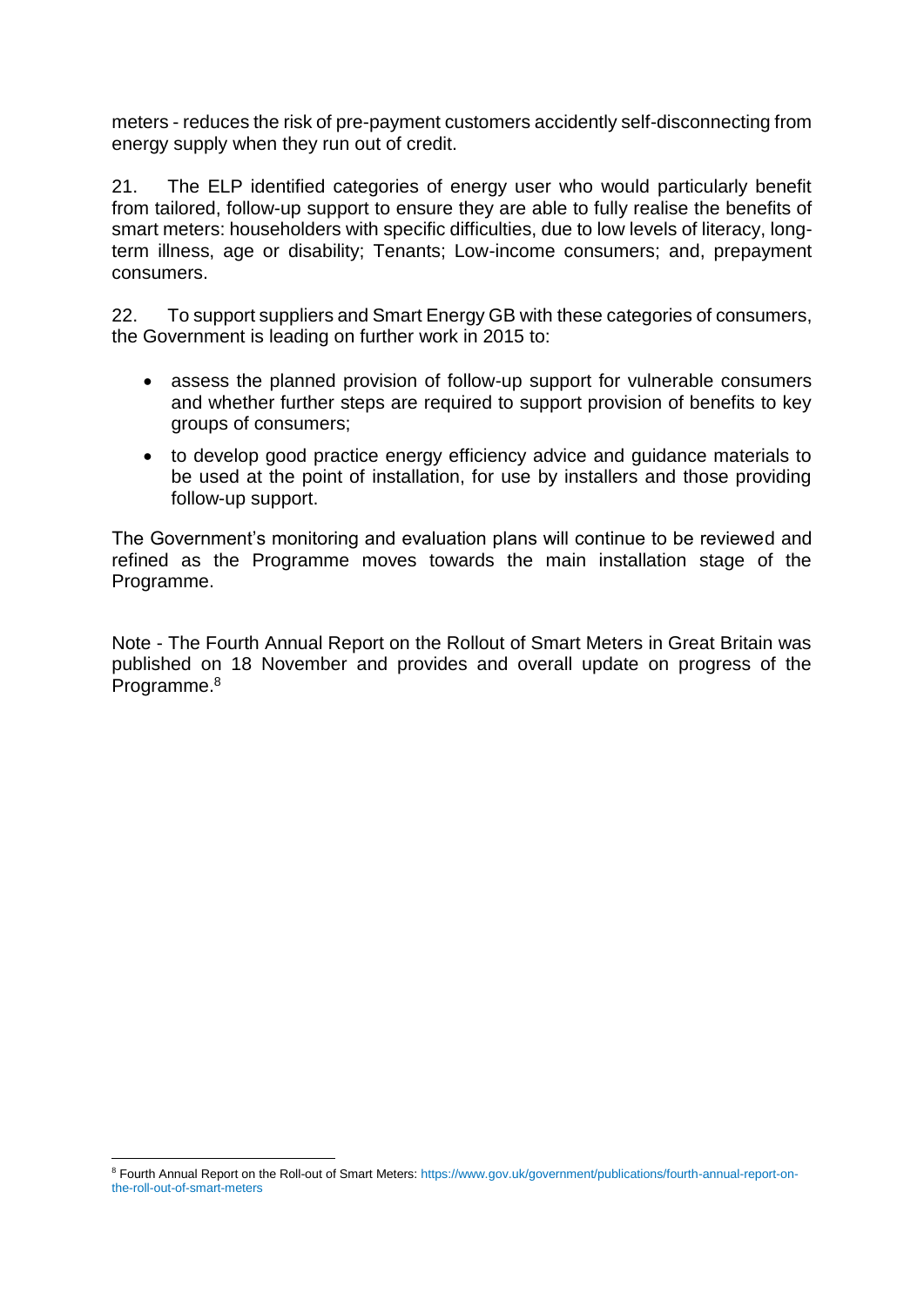meters - reduces the risk of pre-payment customers accidently self-disconnecting from energy supply when they run out of credit.

21. The ELP identified categories of energy user who would particularly benefit from tailored, follow-up support to ensure they are able to fully realise the benefits of smart meters: householders with specific difficulties, due to low levels of literacy, long-term illness, age or disability; Tenants; Low-income consumers; and, prepayment consumers.

22. To support suppliers and Smart Energy GB with these categories of consumers, the Government is leading on further work in 2015 to:

- assess the planned provision of follow-up support for vulnerable consumers and whether further steps are required to support provision of benefits to key groups of consumers;
- to develop good practice energy efficiency advice and guidance materials to be used at the point of installation, for use by installers and those providing follow-up support.

The Government's monitoring and evaluation plans will continue to be reviewed and refined as the Programme moves towards the main installation stage of the Programme.

Note - The Fourth Annual Report on the Rollout of Smart Meters in Great Britain was published on 18 November and provides and overall update on progress of the Programme.[8]

---

[8] Fourth Annual Report on the Roll-out of Smart Meters: https://www.gov.uk/government/publications/fourth-annual-report-on-the-roll-out-of-smart-meters